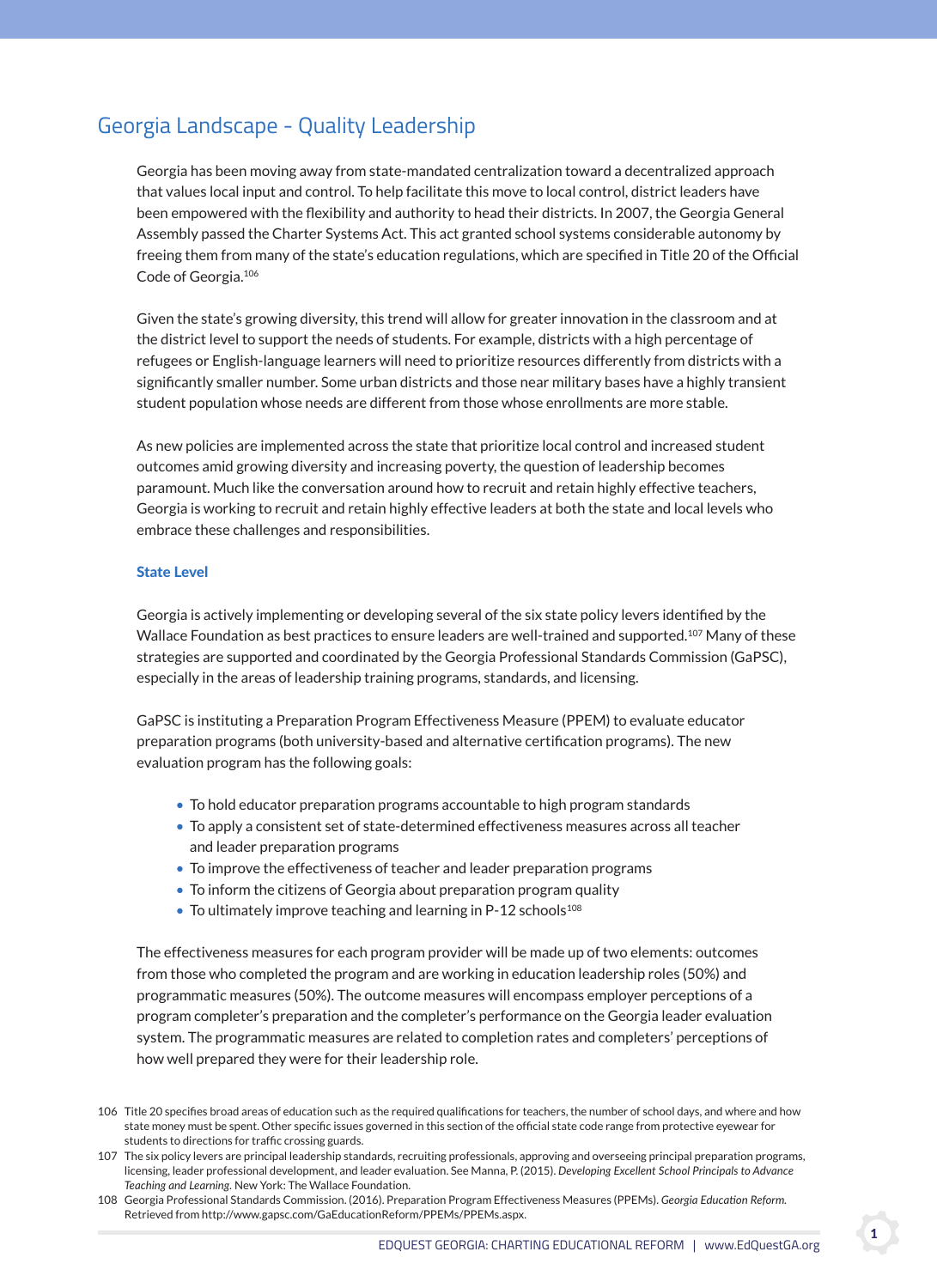# Georgia Landscape - Quality Leadership

Georgia has been moving away from state-mandated centralization toward a decentralized approach that values local input and control. To help facilitate this move to local control, district leaders have been empowered with the flexibility and authority to head their districts. In 2007, the Georgia General Assembly passed the Charter Systems Act. This act granted school systems considerable autonomy by freeing them from many of the state's education regulations, which are specified in Title 20 of the Official Code of Georgia.[106]

Given the state's growing diversity, this trend will allow for greater innovation in the classroom and at the district level to support the needs of students. For example, districts with a high percentage of refugees or English-language learners will need to prioritize resources differently from districts with a significantly smaller number. Some urban districts and those near military bases have a highly transient student population whose needs are different from those whose enrollments are more stable.

As new policies are implemented across the state that prioritize local control and increased student outcomes amid growing diversity and increasing poverty, the question of leadership becomes paramount. Much like the conversation around how to recruit and retain highly effective teachers, Georgia is working to recruit and retain highly effective leaders at both the state and local levels who embrace these challenges and responsibilities.

### State Level

Georgia is actively implementing or developing several of the six state policy levers identified by the Wallace Foundation as best practices to ensure leaders are well-trained and supported.[107] Many of these strategies are supported and coordinated by the Georgia Professional Standards Commission (GaPSC), especially in the areas of leadership training programs, standards, and licensing.

GaPSC is instituting a Preparation Program Effectiveness Measure (PPEM) to evaluate educator preparation programs (both university-based and alternative certification programs). The new evaluation program has the following goals:

- To hold educator preparation programs accountable to high program standards
- To apply a consistent set of state-determined effectiveness measures across all teacher and leader preparation programs
- To improve the effectiveness of teacher and leader preparation programs
- To inform the citizens of Georgia about preparation program quality
- To ultimately improve teaching and learning in P-12 schools[108]

The effectiveness measures for each program provider will be made up of two elements: outcomes from those who completed the program and are working in education leadership roles (50%) and programmatic measures (50%). The outcome measures will encompass employer perceptions of a program completer's preparation and the completer's performance on the Georgia leader evaluation system. The programmatic measures are related to completion rates and completers' perceptions of how well prepared they were for their leadership role.

106 Title 20 specifies broad areas of education such as the required qualifications for teachers, the number of school days, and where and how state money must be spent. Other specific issues governed in this section of the official state code range from protective eyewear for students to directions for traffic crossing guards.

107 The six policy levers are principal leadership standards, recruiting professionals, approving and overseeing principal preparation programs, licensing, leader professional development, and leader evaluation. See Manna, P. (2015). *Developing Excellent School Principals to Advance Teaching and Learning*. New York: The Wallace Foundation.

108 Georgia Professional Standards Commission. (2016). Preparation Program Effectiveness Measures (PPEMs). *Georgia Education Reform*. Retrieved from http://www.gapsc.com/GaEducationReform/PPEMs/PPEMs.aspx.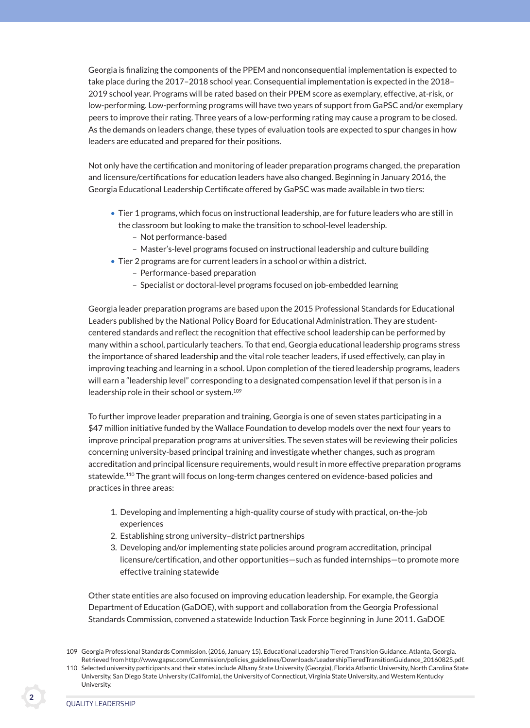Georgia is finalizing the components of the PPEM and nonconsequential implementation is expected to take place during the 2017–2018 school year. Consequential implementation is expected in the 2018–2019 school year. Programs will be rated based on their PPEM score as exemplary, effective, at-risk, or low-performing. Low-performing programs will have two years of support from GaPSC and/or exemplary peers to improve their rating. Three years of a low-performing rating may cause a program to be closed. As the demands on leaders change, these types of evaluation tools are expected to spur changes in how leaders are educated and prepared for their positions.

Not only have the certification and monitoring of leader preparation programs changed, the preparation and licensure/certifications for education leaders have also changed. Beginning in January 2016, the Georgia Educational Leadership Certificate offered by GaPSC was made available in two tiers:

- Tier 1 programs, which focus on instructional leadership, are for future leaders who are still in the classroom but looking to make the transition to school-level leadership.
  - Not performance-based
  - Master's-level programs focused on instructional leadership and culture building
- Tier 2 programs are for current leaders in a school or within a district.
  - Performance-based preparation
  - Specialist or doctoral-level programs focused on job-embedded learning

Georgia leader preparation programs are based upon the 2015 Professional Standards for Educational Leaders published by the National Policy Board for Educational Administration. They are student-centered standards and reflect the recognition that effective school leadership can be performed by many within a school, particularly teachers. To that end, Georgia educational leadership programs stress the importance of shared leadership and the vital role teacher leaders, if used effectively, can play in improving teaching and learning in a school. Upon completion of the tiered leadership programs, leaders will earn a "leadership level" corresponding to a designated compensation level if that person is in a leadership role in their school or system.[109]

To further improve leader preparation and training, Georgia is one of seven states participating in a $47 million initiative funded by the Wallace Foundation to develop models over the next four years to improve principal preparation programs at universities. The seven states will be reviewing their policies concerning university-based principal training and investigate whether changes, such as program accreditation and principal licensure requirements, would result in more effective preparation programs statewide.[110] The grant will focus on long-term changes centered on evidence-based policies and practices in three areas:

1. Developing and implementing a high-quality course of study with practical, on-the-job experiences
2. Establishing strong university–district partnerships
3. Developing and/or implementing state policies around program accreditation, principal licensure/certification, and other opportunities—such as funded internships—to promote more effective training statewide

Other state entities are also focused on improving education leadership. For example, the Georgia Department of Education (GaDOE), with support and collaboration from the Georgia Professional Standards Commission, convened a statewide Induction Task Force beginning in June 2011. GaDOE

109 Georgia Professional Standards Commission. (2016, January 15). Educational Leadership Tiered Transition Guidance. Atlanta, Georgia. Retrieved from http://www.gapsc.com/Commission/policies_guidelines/Downloads/LeadershipTieredTransitionGuidance_20160825.pdf.

110 Selected university participants and their states include Albany State University (Georgia), Florida Atlantic University, North Carolina State University, San Diego State University (California), the University of Connecticut, Virginia State University, and Western Kentucky University.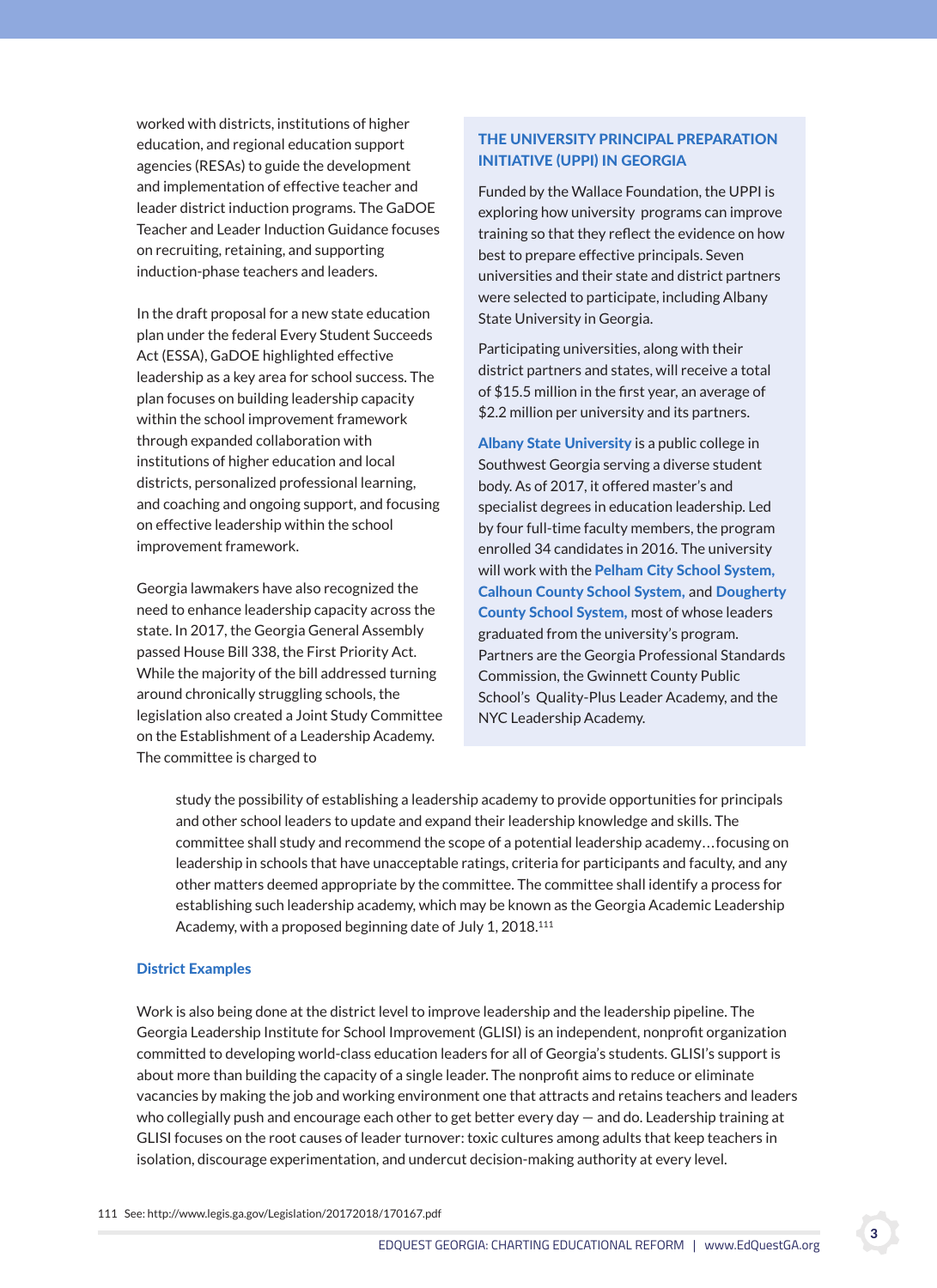worked with districts, institutions of higher education, and regional education support agencies (RESAs) to guide the development and implementation of effective teacher and leader district induction programs. The GaDOE Teacher and Leader Induction Guidance focuses on recruiting, retaining, and supporting induction-phase teachers and leaders.

In the draft proposal for a new state education plan under the federal Every Student Succeeds Act (ESSA), GaDOE highlighted effective leadership as a key area for school success. The plan focuses on building leadership capacity within the school improvement framework through expanded collaboration with institutions of higher education and local districts, personalized professional learning, and coaching and ongoing support, and focusing on effective leadership within the school improvement framework.

Georgia lawmakers have also recognized the need to enhance leadership capacity across the state. In 2017, the Georgia General Assembly passed House Bill 338, the First Priority Act. While the majority of the bill addressed turning around chronically struggling schools, the legislation also created a Joint Study Committee on the Establishment of a Leadership Academy. The committee is charged to

> study the possibility of establishing a leadership academy to provide opportunities for principals and other school leaders to update and expand their leadership knowledge and skills. The committee shall study and recommend the scope of a potential leadership academy…focusing on leadership in schools that have unacceptable ratings, criteria for participants and faculty, and any other matters deemed appropriate by the committee. The committee shall identify a process for establishing such leadership academy, which may be known as the Georgia Academic Leadership Academy, with a proposed beginning date of July 1, 2018.[111]

### THE UNIVERSITY PRINCIPAL PREPARATION INITIATIVE (UPPI) IN GEORGIA

Funded by the Wallace Foundation, the UPPI is exploring how university programs can improve training so that they reflect the evidence on how best to prepare effective principals. Seven universities and their state and district partners were selected to participate, including Albany State University in Georgia.

Participating universities, along with their district partners and states, will receive a total of $15.5 million in the first year, an average of $2.2 million per university and its partners.

**Albany State University** is a public college in Southwest Georgia serving a diverse student body. As of 2017, it offered master's and specialist degrees in education leadership. Led by four full-time faculty members, the program enrolled 34 candidates in 2016. The university will work with the **Pelham City School System, Calhoun County School System,** and **Dougherty County School System,** most of whose leaders graduated from the university's program. Partners are the Georgia Professional Standards Commission, the Gwinnett County Public School's Quality-Plus Leader Academy, and the NYC Leadership Academy.

## District Examples

Work is also being done at the district level to improve leadership and the leadership pipeline. The Georgia Leadership Institute for School Improvement (GLISI) is an independent, nonprofit organization committed to developing world-class education leaders for all of Georgia's students. GLISI's support is about more than building the capacity of a single leader. The nonprofit aims to reduce or eliminate vacancies by making the job and working environment one that attracts and retains teachers and leaders who collegially push and encourage each other to get better every day — and do. Leadership training at GLISI focuses on the root causes of leader turnover: toxic cultures among adults that keep teachers in isolation, discourage experimentation, and undercut decision-making authority at every level.

111 See: http://www.legis.ga.gov/Legislation/20172018/170167.pdf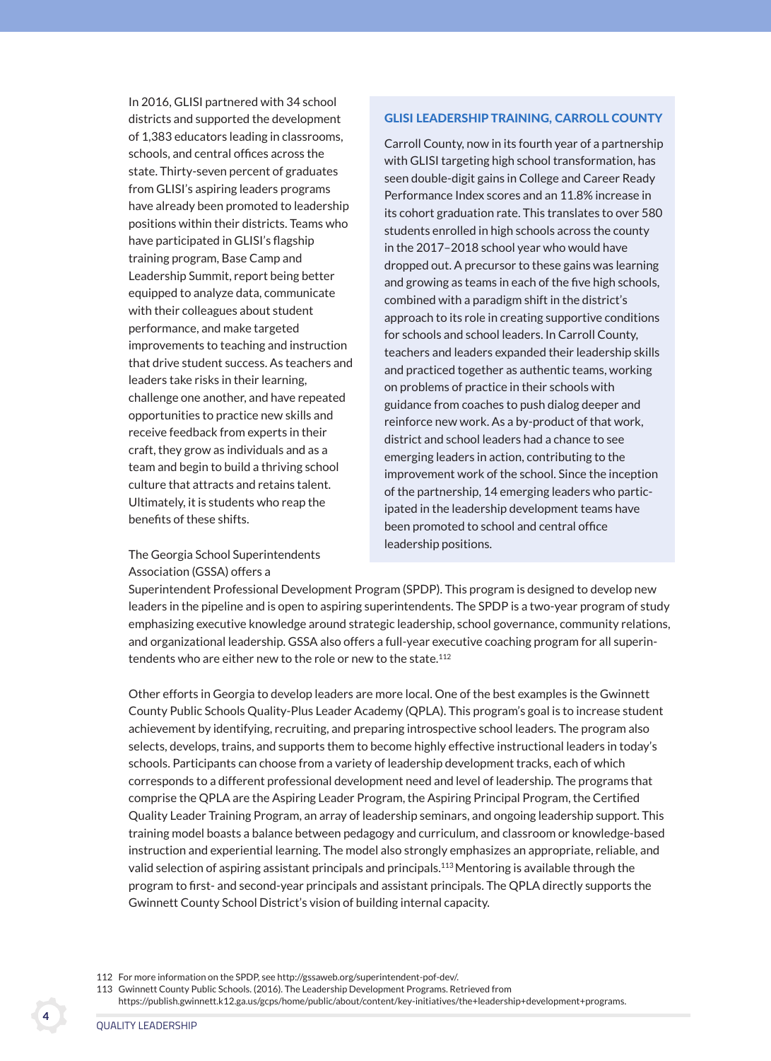In 2016, GLISI partnered with 34 school districts and supported the development of 1,383 educators leading in classrooms, schools, and central offices across the state. Thirty-seven percent of graduates from GLISI's aspiring leaders programs have already been promoted to leadership positions within their districts. Teams who have participated in GLISI's flagship training program, Base Camp and Leadership Summit, report being better equipped to analyze data, communicate with their colleagues about student performance, and make targeted improvements to teaching and instruction that drive student success. As teachers and leaders take risks in their learning, challenge one another, and have repeated opportunities to practice new skills and receive feedback from experts in their craft, they grow as individuals and as a team and begin to build a thriving school culture that attracts and retains talent. Ultimately, it is students who reap the benefits of these shifts.

### GLISI LEADERSHIP TRAINING, CARROLL COUNTY

Carroll County, now in its fourth year of a partnership with GLISI targeting high school transformation, has seen double-digit gains in College and Career Ready Performance Index scores and an 11.8% increase in its cohort graduation rate. This translates to over 580 students enrolled in high schools across the county in the 2017–2018 school year who would have dropped out. A precursor to these gains was learning and growing as teams in each of the five high schools, combined with a paradigm shift in the district's approach to its role in creating supportive conditions for schools and school leaders. In Carroll County, teachers and leaders expanded their leadership skills and practiced together as authentic teams, working on problems of practice in their schools with guidance from coaches to push dialog deeper and reinforce new work. As a by-product of that work, district and school leaders had a chance to see emerging leaders in action, contributing to the improvement work of the school. Since the inception of the partnership, 14 emerging leaders who participated in the leadership development teams have been promoted to school and central office leadership positions.

The Georgia School Superintendents Association (GSSA) offers a Superintendent Professional Development Program (SPDP). This program is designed to develop new leaders in the pipeline and is open to aspiring superintendents. The SPDP is a two-year program of study emphasizing executive knowledge around strategic leadership, school governance, community relations, and organizational leadership. GSSA also offers a full-year executive coaching program for all superintendents who are either new to the role or new to the state.[112]

Other efforts in Georgia to develop leaders are more local. One of the best examples is the Gwinnett County Public Schools Quality-Plus Leader Academy (QPLA). This program's goal is to increase student achievement by identifying, recruiting, and preparing introspective school leaders. The program also selects, develops, trains, and supports them to become highly effective instructional leaders in today's schools. Participants can choose from a variety of leadership development tracks, each of which corresponds to a different professional development need and level of leadership. The programs that comprise the QPLA are the Aspiring Leader Program, the Aspiring Principal Program, the Certified Quality Leader Training Program, an array of leadership seminars, and ongoing leadership support. This training model boasts a balance between pedagogy and curriculum, and classroom or knowledge-based instruction and experiential learning. The model also strongly emphasizes an appropriate, reliable, and valid selection of aspiring assistant principals and principals.[113] Mentoring is available through the program to first- and second-year principals and assistant principals. The QPLA directly supports the Gwinnett County School District's vision of building internal capacity.

112 For more information on the SPDP, see http://gssaweb.org/superintendent-pof-dev/.

113 Gwinnett County Public Schools. (2016). The Leadership Development Programs. Retrieved from https://publish.gwinnett.k12.ga.us/gcps/home/public/about/content/key-initiatives/the+leadership+development+programs.